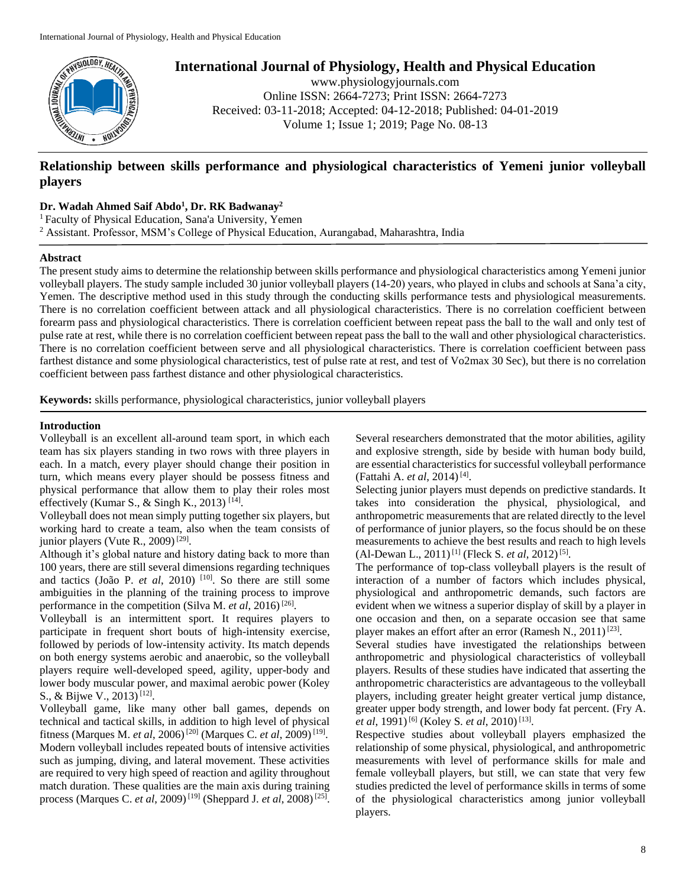# International Journal of Physiology, Health and Physical Education

www.physiologyjournals.com
Online ISSN: 2664-7273; Print ISSN: 2664-7273
Received: 03-11-2018; Accepted: 04-12-2018; Published: 04-01-2019
Volume 1; Issue 1; 2019; Page No. 08-13

## Relationship between skills performance and physiological characteristics of Yemeni junior volleyball players

**Dr. Wadah Ahmed Saif Abdo[1], Dr. RK Badwanay[2]**

[1] Faculty of Physical Education, Sana'a University, Yemen
[2] Assistant. Professor, MSM's College of Physical Education, Aurangabad, Maharashtra, India

### Abstract

The present study aims to determine the relationship between skills performance and physiological characteristics among Yemeni junior volleyball players. The study sample included 30 junior volleyball players (14-20) years, who played in clubs and schools at Sana'a city, Yemen. The descriptive method used in this study through the conducting skills performance tests and physiological measurements. There is no correlation coefficient between attack and all physiological characteristics. There is no correlation coefficient between forearm pass and physiological characteristics. There is correlation coefficient between repeat pass the ball to the wall and only test of pulse rate at rest, while there is no correlation coefficient between repeat pass the ball to the wall and other physiological characteristics. There is no correlation coefficient between serve and all physiological characteristics. There is correlation coefficient between pass farthest distance and some physiological characteristics, test of pulse rate at rest, and test of Vo2max 30 Sec), but there is no correlation coefficient between pass farthest distance and other physiological characteristics.

**Keywords:** skills performance, physiological characteristics, junior volleyball players

### Introduction

Volleyball is an excellent all-around team sport, in which each team has six players standing in two rows with three players in each. In a match, every player should change their position in turn, which means every player should be possess fitness and physical performance that allow them to play their roles most effectively (Kumar S., & Singh K., 2013) [14].

Volleyball does not mean simply putting together six players, but working hard to create a team, also when the team consists of junior players (Vute R., 2009) [29].

Although it's global nature and history dating back to more than 100 years, there are still several dimensions regarding techniques and tactics (João P. *et al*, 2010) [10]. So there are still some ambiguities in the planning of the training process to improve performance in the competition (Silva M. *et al*, 2016) [26].

Volleyball is an intermittent sport. It requires players to participate in frequent short bouts of high-intensity exercise, followed by periods of low-intensity activity. Its match depends on both energy systems aerobic and anaerobic, so the volleyball players require well-developed speed, agility, upper-body and lower body muscular power, and maximal aerobic power (Koley S., & Bijwe V., 2013) [12].

Volleyball game, like many other ball games, depends on technical and tactical skills, in addition to high level of physical fitness (Marques M. *et al*, 2006) [20] (Marques C. *et al*, 2009) [19].

Modern volleyball includes repeated bouts of intensive activities such as jumping, diving, and lateral movement. These activities are required to very high speed of reaction and agility throughout match duration. These qualities are the main axis during training process (Marques C. *et al*, 2009) [19] (Sheppard J. *et al*, 2008) [25].

Several researchers demonstrated that the motor abilities, agility and explosive strength, side by beside with human body build, are essential characteristics for successful volleyball performance (Fattahi A. *et al*, 2014) [4].

Selecting junior players must depends on predictive standards. It takes into consideration the physical, physiological, and anthropometric measurements that are related directly to the level of performance of junior players, so the focus should be on these measurements to achieve the best results and reach to high levels (Al-Dewan L., 2011) [1] (Fleck S. *et al*, 2012) [5].

The performance of top-class volleyball players is the result of interaction of a number of factors which includes physical, physiological and anthropometric demands, such factors are evident when we witness a superior display of skill by a player in one occasion and then, on a separate occasion see that same player makes an effort after an error (Ramesh N., 2011) [23].

Several studies have investigated the relationships between anthropometric and physiological characteristics of volleyball players. Results of these studies have indicated that asserting the anthropometric characteristics are advantageous to the volleyball players, including greater height greater vertical jump distance, greater upper body strength, and lower body fat percent. (Fry A. *et al*, 1991) [6] (Koley S. *et al*, 2010) [13].

Respective studies about volleyball players emphasized the relationship of some physical, physiological, and anthropometric measurements with level of performance skills for male and female volleyball players, but still, we can state that very few studies predicted the level of performance skills in terms of some of the physiological characteristics among junior volleyball players.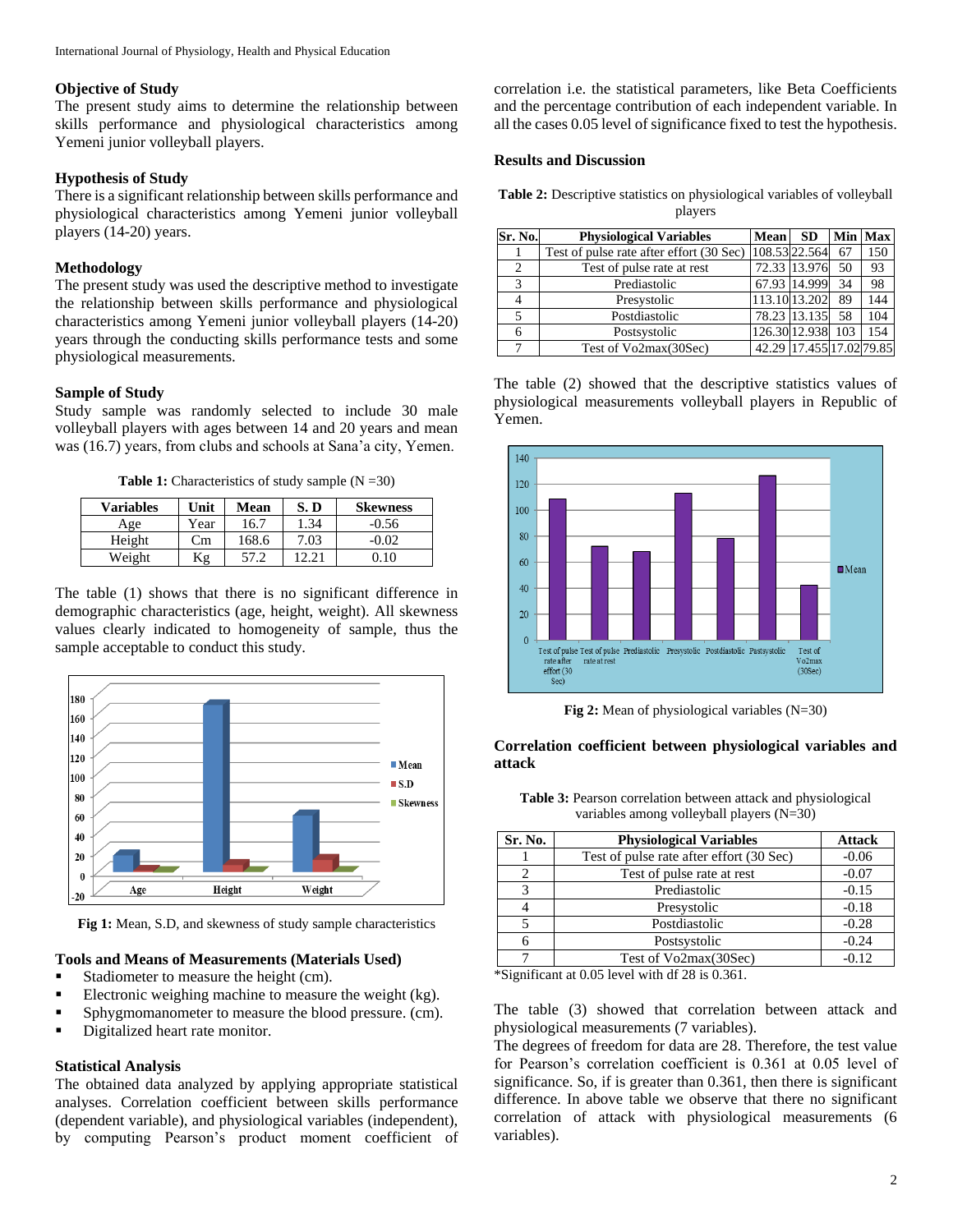### Objective of Study

The present study aims to determine the relationship between skills performance and physiological characteristics among Yemeni junior volleyball players.

### Hypothesis of Study

There is a significant relationship between skills performance and physiological characteristics among Yemeni junior volleyball players (14-20) years.

### Methodology

The present study was used the descriptive method to investigate the relationship between skills performance and physiological characteristics among Yemeni junior volleyball players (14-20) years through the conducting skills performance tests and some physiological measurements.

### Sample of Study

Study sample was randomly selected to include 30 male volleyball players with ages between 14 and 20 years and mean was (16.7) years, from clubs and schools at Sana'a city, Yemen.

**Table 1:** Characteristics of study sample (N =30)

| Variables | Unit | Mean | S. D | Skewness |
|---|---|---|---|---|
| Age | Year | 16.7 | 1.34 | -0.56 |
| Height | Cm | 168.6 | 7.03 | -0.02 |
| Weight | Kg | 57.2 | 12.21 | 0.10 |

The table (1) shows that there is no significant difference in demographic characteristics (age, height, weight). All skewness values clearly indicated to homogeneity of sample, thus the sample acceptable to conduct this study.

**Fig 1:** Mean, S.D, and skewness of study sample characteristics

### Tools and Means of Measurements (Materials Used)

- Stadiometer to measure the height (cm).
- Electronic weighing machine to measure the weight (kg).
- Sphygmomanometer to measure the blood pressure. (cm).
- Digitalized heart rate monitor.

### Statistical Analysis

The obtained data analyzed by applying appropriate statistical analyses. Correlation coefficient between skills performance (dependent variable), and physiological variables (independent), by computing Pearson's product moment coefficient of correlation i.e. the statistical parameters, like Beta Coefficients and the percentage contribution of each independent variable. In all the cases 0.05 level of significance fixed to test the hypothesis.

### Results and Discussion

**Table 2:** Descriptive statistics on physiological variables of volleyball players

| Sr. No. | Physiological Variables | Mean | SD | Min | Max |
|---|---|---|---|---|---|
| 1 | Test of pulse rate after effort (30 Sec) | 108.53 | 22.564 | 67 | 150 |
| 2 | Test of pulse rate at rest | 72.33 | 13.976 | 50 | 93 |
| 3 | Prediastolic | 67.93 | 14.999 | 34 | 98 |
| 4 | Presystolic | 113.10 | 13.202 | 89 | 144 |
| 5 | Postdiastolic | 78.23 | 13.135 | 58 | 104 |
| 6 | Postsystolic | 126.30 | 12.938 | 103 | 154 |
| 7 | Test of Vo2max(30Sec) | 42.29 | 17.455 | 17.02 | 79.85 |

The table (2) showed that the descriptive statistics values of physiological measurements volleyball players in Republic of Yemen.

**Fig 2:** Mean of physiological variables (N=30)

### Correlation coefficient between physiological variables and attack

**Table 3:** Pearson correlation between attack and physiological variables among volleyball players (N=30)

| Sr. No. | Physiological Variables | Attack |
|---|---|---|
| 1 | Test of pulse rate after effort (30 Sec) | -0.06 |
| 2 | Test of pulse rate at rest | -0.07 |
| 3 | Prediastolic | -0.15 |
| 4 | Presystolic | -0.18 |
| 5 | Postdiastolic | -0.28 |
| 6 | Postsystolic | -0.24 |
| 7 | Test of Vo2max(30Sec) | -0.12 |

*Significant at 0.05 level with df 28 is 0.361.

The table (3) showed that correlation between attack and physiological measurements (7 variables).

The degrees of freedom for data are 28. Therefore, the test value for Pearson's correlation coefficient is 0.361 at 0.05 level of significance. So, if is greater than 0.361, then there is significant difference. In above table we observe that there no significant correlation of attack with physiological measurements (6 variables).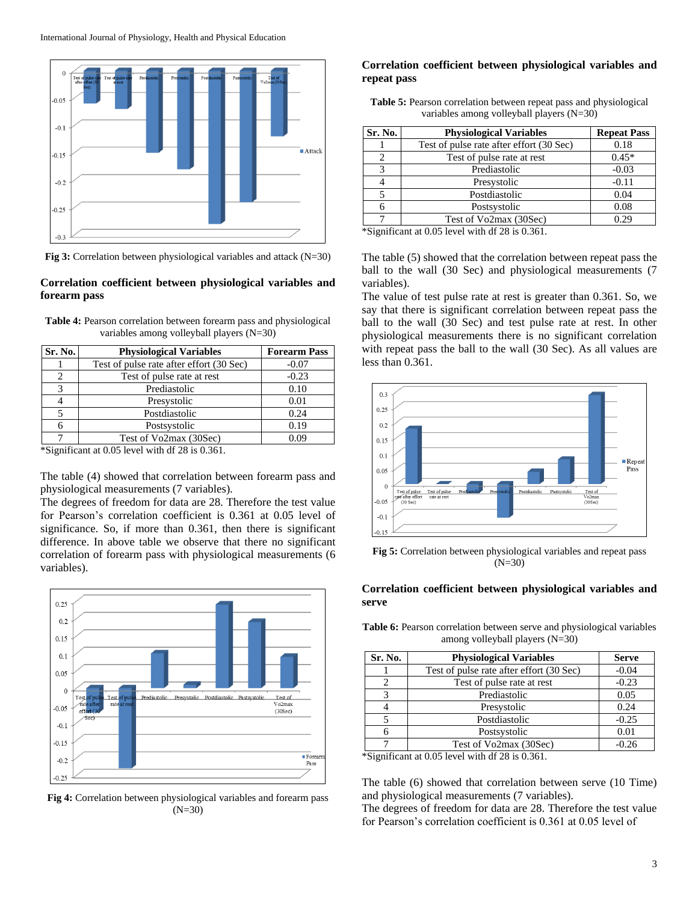Fig 3: Correlation between physiological variables and attack (N=30)

## Correlation coefficient between physiological variables and forearm pass

**Table 4:** Pearson correlation between forearm pass and physiological variables among volleyball players (N=30)

| Sr. No. | Physiological Variables | Forearm Pass |
|---|---|---|
| 1 | Test of pulse rate after effort (30 Sec) | -0.07 |
| 2 | Test of pulse rate at rest | -0.23 |
| 3 | Prediastolic | 0.10 |
| 4 | Presystolic | 0.01 |
| 5 | Postdiastolic | 0.24 |
| 6 | Postsystolic | 0.19 |
| 7 | Test of Vo2max (30Sec) | 0.09 |

*Significant at 0.05 level with df 28 is 0.361.

The table (4) showed that correlation between forearm pass and physiological measurements (7 variables).
The degrees of freedom for data are 28. Therefore the test value for Pearson's correlation coefficient is 0.361 at 0.05 level of significance. So, if more than 0.361, then there is significant difference. In above table we observe that there no significant correlation of forearm pass with physiological measurements (6 variables).

Fig 4: Correlation between physiological variables and forearm pass (N=30)

## Correlation coefficient between physiological variables and repeat pass

**Table 5:** Pearson correlation between repeat pass and physiological variables among volleyball players (N=30)

| Sr. No. | Physiological Variables | Repeat Pass |
|---|---|---|
| 1 | Test of pulse rate after effort (30 Sec) | 0.18 |
| 2 | Test of pulse rate at rest | 0.45* |
| 3 | Prediastolic | -0.03 |
| 4 | Presystolic | -0.11 |
| 5 | Postdiastolic | 0.04 |
| 6 | Postsystolic | 0.08 |
| 7 | Test of Vo2max (30Sec) | 0.29 |

*Significant at 0.05 level with df 28 is 0.361.

The table (5) showed that the correlation between repeat pass the ball to the wall (30 Sec) and physiological measurements (7 variables).
The value of test pulse rate at rest is greater than 0.361. So, we say that there is significant correlation between repeat pass the ball to the wall (30 Sec) and test pulse rate at rest. In other physiological measurements there is no significant correlation with repeat pass the ball to the wall (30 Sec). As all values are less than 0.361.

Fig 5: Correlation between physiological variables and repeat pass (N=30)

## Correlation coefficient between physiological variables and serve

**Table 6:** Pearson correlation between serve and physiological variables among volleyball players (N=30)

| Sr. No. | Physiological Variables | Serve |
|---|---|---|
| 1 | Test of pulse rate after effort (30 Sec) | -0.04 |
| 2 | Test of pulse rate at rest | -0.23 |
| 3 | Prediastolic | 0.05 |
| 4 | Presystolic | 0.24 |
| 5 | Postdiastolic | -0.25 |
| 6 | Postsystolic | 0.01 |
| 7 | Test of Vo2max (30Sec) | -0.26 |

*Significant at 0.05 level with df 28 is 0.361.

The table (6) showed that correlation between serve (10 Time) and physiological measurements (7 variables).
The degrees of freedom for data are 28. Therefore the test value for Pearson's correlation coefficient is 0.361 at 0.05 level of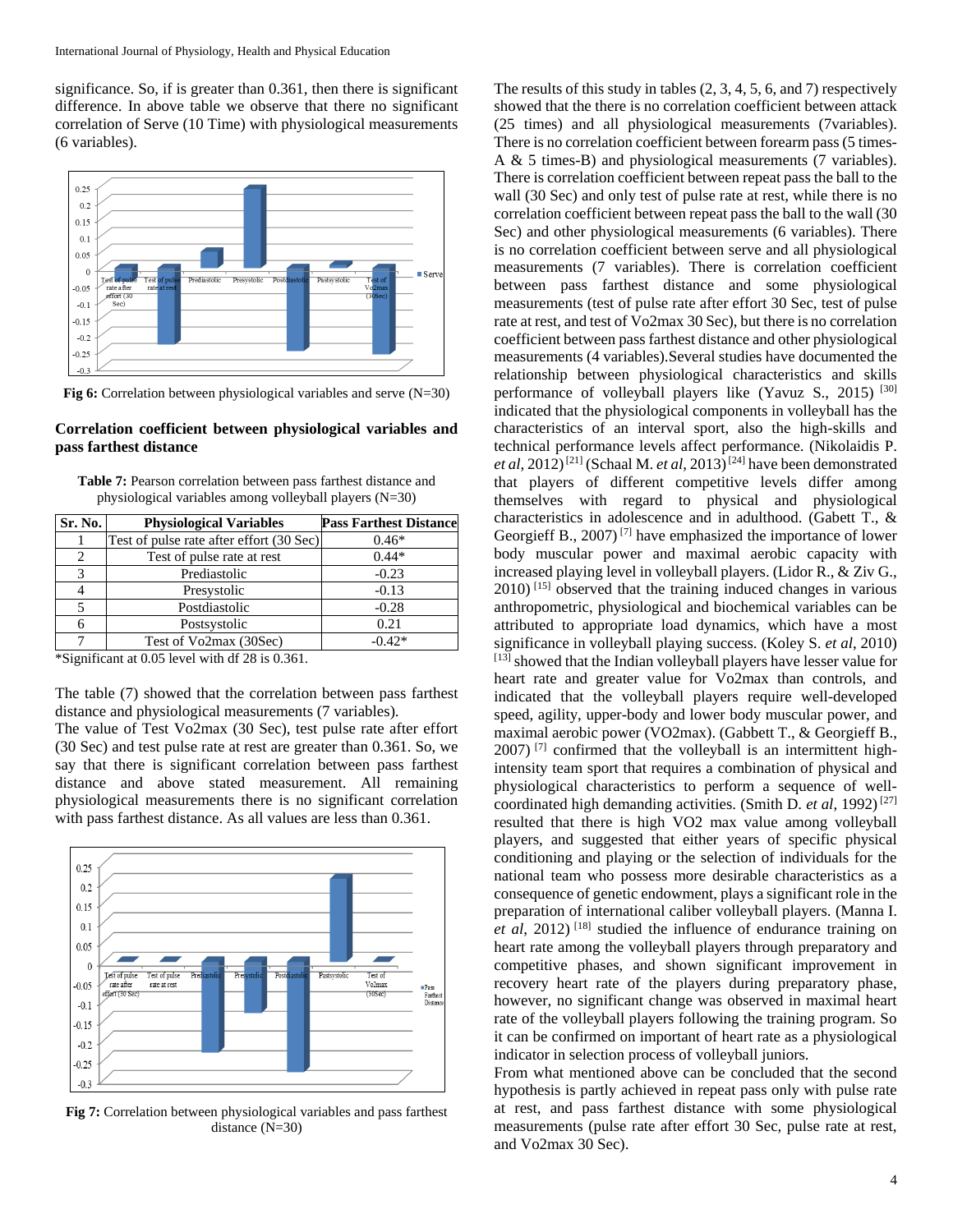significance. So, if is greater than 0.361, then there is significant difference. In above table we observe that there no significant correlation of Serve (10 Time) with physiological measurements (6 variables).

**Fig 6:** Correlation between physiological variables and serve (N=30)

**Correlation coefficient between physiological variables and pass farthest distance**

**Table 7:** Pearson correlation between pass farthest distance and physiological variables among volleyball players (N=30)

| Sr. No. | Physiological Variables | Pass Farthest Distance |
|---|---|---|
| 1 | Test of pulse rate after effort (30 Sec) | 0.46* |
| 2 | Test of pulse rate at rest | 0.44* |
| 3 | Prediastolic | -0.23 |
| 4 | Presystolic | -0.13 |
| 5 | Postdiastolic | -0.28 |
| 6 | Postsystolic | 0.21 |
| 7 | Test of Vo2max (30Sec) | -0.42* |

*Significant at 0.05 level with df 28 is 0.361.

The table (7) showed that the correlation between pass farthest distance and physiological measurements (7 variables).

The value of Test Vo2max (30 Sec), test pulse rate after effort (30 Sec) and test pulse rate at rest are greater than 0.361. So, we say that there is significant correlation between pass farthest distance and above stated measurement. All remaining physiological measurements there is no significant correlation with pass farthest distance. As all values are less than 0.361.

**Fig 7:** Correlation between physiological variables and pass farthest distance (N=30)

The results of this study in tables (2, 3, 4, 5, 6, and 7) respectively showed that the there is no correlation coefficient between attack (25 times) and all physiological measurements (7variables). There is no correlation coefficient between forearm pass (5 times-A & 5 times-B) and physiological measurements (7 variables). There is correlation coefficient between repeat pass the ball to the wall (30 Sec) and only test of pulse rate at rest, while there is no correlation coefficient between repeat pass the ball to the wall (30 Sec) and other physiological measurements (6 variables). There is no correlation coefficient between serve and all physiological measurements (7 variables). There is correlation coefficient between pass farthest distance and some physiological measurements (test of pulse rate after effort 30 Sec, test of pulse rate at rest, and test of Vo2max 30 Sec), but there is no correlation coefficient between pass farthest distance and other physiological measurements (4 variables).Several studies have documented the relationship between physiological characteristics and skills performance of volleyball players like (Yavuz S., 2015) [30] indicated that the physiological components in volleyball has the characteristics of an interval sport, also the high-skills and technical performance levels affect performance. (Nikolaidis P. *et al*, 2012) [21] (Schaal M. *et al*, 2013) [24] have been demonstrated that players of different competitive levels differ among themselves with regard to physical and physiological characteristics in adolescence and in adulthood. (Gabett T., & Georgieff B., 2007) [7] have emphasized the importance of lower body muscular power and maximal aerobic capacity with increased playing level in volleyball players. (Lidor R., & Ziv G., 2010) [15] observed that the training induced changes in various anthropometric, physiological and biochemical variables can be attributed to appropriate load dynamics, which have a most significance in volleyball playing success. (Koley S. *et al*, 2010) [13] showed that the Indian volleyball players have lesser value for heart rate and greater value for Vo2max than controls, and indicated that the volleyball players require well-developed speed, agility, upper-body and lower body muscular power, and maximal aerobic power (VO2max). (Gabbett T., & Georgieff B., 2007) [7] confirmed that the volleyball is an intermittent high-intensity team sport that requires a combination of physical and physiological characteristics to perform a sequence of well-coordinated high demanding activities. (Smith D. *et al*, 1992) [27] resulted that there is high VO2 max value among volleyball players, and suggested that either years of specific physical conditioning and playing or the selection of individuals for the national team who possess more desirable characteristics as a consequence of genetic endowment, plays a significant role in the preparation of international caliber volleyball players. (Manna I. *et al*, 2012) [18] studied the influence of endurance training on heart rate among the volleyball players through preparatory and competitive phases, and shown significant improvement in recovery heart rate of the players during preparatory phase, however, no significant change was observed in maximal heart rate of the volleyball players following the training program. So it can be confirmed on important of heart rate as a physiological indicator in selection process of volleyball juniors.

From what mentioned above can be concluded that the second hypothesis is partly achieved in repeat pass only with pulse rate at rest, and pass farthest distance with some physiological measurements (pulse rate after effort 30 Sec, pulse rate at rest, and Vo2max 30 Sec).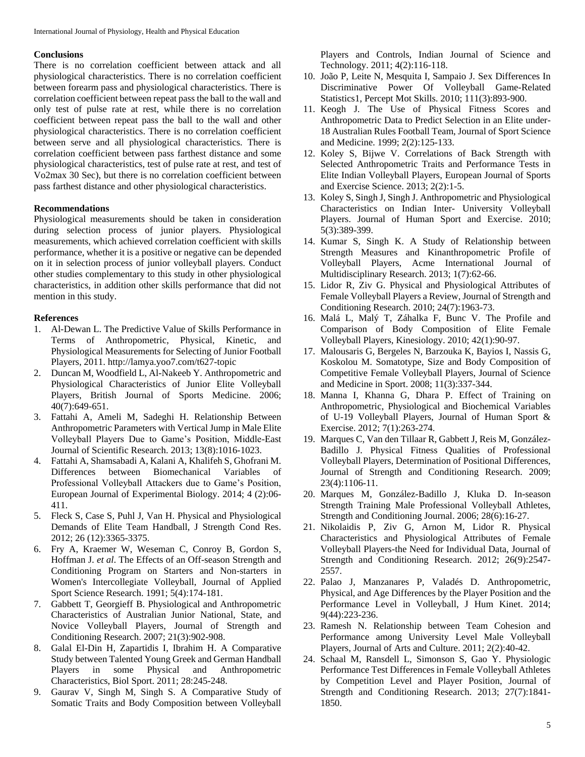## Conclusions

There is no correlation coefficient between attack and all physiological characteristics. There is no correlation coefficient between forearm pass and physiological characteristics. There is correlation coefficient between repeat pass the ball to the wall and only test of pulse rate at rest, while there is no correlation coefficient between repeat pass the ball to the wall and other physiological characteristics. There is no correlation coefficient between serve and all physiological characteristics. There is correlation coefficient between pass farthest distance and some physiological characteristics, test of pulse rate at rest, and test of Vo2max 30 Sec), but there is no correlation coefficient between pass farthest distance and other physiological characteristics.

## Recommendations

Physiological measurements should be taken in consideration during selection process of junior players. Physiological measurements, which achieved correlation coefficient with skills performance, whether it is a positive or negative can be depended on it in selection process of junior volleyball players. Conduct other studies complementary to this study in other physiological characteristics, in addition other skills performance that did not mention in this study.

## References

1. Al-Dewan L. The Predictive Value of Skills Performance in Terms of Anthropometric, Physical, Kinetic, and Physiological Measurements for Selecting of Junior Football Players, 2011. http://lamya.yoo7.com/t627-topic
2. Duncan M, Woodfield L, Al-Nakeeb Y. Anthropometric and Physiological Characteristics of Junior Elite Volleyball Players, British Journal of Sports Medicine. 2006; 40(7):649-651.
3. Fattahi A, Ameli M, Sadeghi H. Relationship Between Anthropometric Parameters with Vertical Jump in Male Elite Volleyball Players Due to Game's Position, Middle-East Journal of Scientific Research. 2013; 13(8):1016-1023.
4. Fattahi A, Shamsabadi A, Kalani A, Khalifeh S, Ghofrani M. Differences between Biomechanical Variables of Professional Volleyball Attackers due to Game's Position, European Journal of Experimental Biology. 2014; 4 (2):06-411.
5. Fleck S, Case S, Puhl J, Van H. Physical and Physiological Demands of Elite Team Handball, J Strength Cond Res. 2012; 26 (12):3365-3375.
6. Fry A, Kraemer W, Weseman C, Conroy B, Gordon S, Hoffman J. *et al*. The Effects of an Off-season Strength and Conditioning Program on Starters and Non-starters in Women's Intercollegiate Volleyball, Journal of Applied Sport Science Research. 1991; 5(4):174-181.
7. Gabbett T, Georgieff B. Physiological and Anthropometric Characteristics of Australian Junior National, State, and Novice Volleyball Players, Journal of Strength and Conditioning Research. 2007; 21(3):902-908.
8. Galal El-Din H, Zapartidis I, Ibrahim H. A Comparative Study between Talented Young Greek and German Handball Players in some Physical and Anthropometric Characteristics, Biol Sport. 2011; 28:245-248.
9. Gaurav V, Singh M, Singh S. A Comparative Study of Somatic Traits and Body Composition between Volleyball Players and Controls, Indian Journal of Science and Technology. 2011; 4(2):116-118.
10. João P, Leite N, Mesquita I, Sampaio J. Sex Differences In Discriminative Power Of Volleyball Game-Related Statistics1, Percept Mot Skills. 2010; 111(3):893-900.
11. Keogh J. The Use of Physical Fitness Scores and Anthropometric Data to Predict Selection in an Elite under-18 Australian Rules Football Team, Journal of Sport Science and Medicine. 1999; 2(2):125-133.
12. Koley S, Bijwe V. Correlations of Back Strength with Selected Anthropometric Traits and Performance Tests in Elite Indian Volleyball Players, European Journal of Sports and Exercise Science. 2013; 2(2):1-5.
13. Koley S, Singh J, Singh J. Anthropometric and Physiological Characteristics on Indian Inter- University Volleyball Players. Journal of Human Sport and Exercise. 2010; 5(3):389-399.
14. Kumar S, Singh K. A Study of Relationship between Strength Measures and Kinanthropometric Profile of Volleyball Players, Acme International Journal of Multidisciplinary Research. 2013; 1(7):62-66.
15. Lidor R, Ziv G. Physical and Physiological Attributes of Female Volleyball Players a Review, Journal of Strength and Conditioning Research. 2010; 24(7):1963-73.
16. Malá L, Malý T, Záhalka F, Bunc V. The Profile and Comparison of Body Composition of Elite Female Volleyball Players, Kinesiology. 2010; 42(1):90-97.
17. Malousaris G, Bergeles N, Barzouka K, Bayios I, Nassis G, Koskolou M. Somatotype, Size and Body Composition of Competitive Female Volleyball Players, Journal of Science and Medicine in Sport. 2008; 11(3):337-344.
18. Manna I, Khanna G, Dhara P. Effect of Training on Anthropometric, Physiological and Biochemical Variables of U-19 Volleyball Players, Journal of Human Sport & Exercise. 2012; 7(1):263-274.
19. Marques C, Van den Tillaar R, Gabbett J, Reis M, González-Badillo J. Physical Fitness Qualities of Professional Volleyball Players, Determination of Positional Differences, Journal of Strength and Conditioning Research. 2009; 23(4):1106-11.
20. Marques M, González-Badillo J, Kluka D. In-season Strength Training Male Professional Volleyball Athletes, Strength and Conditioning Journal. 2006; 28(6):16-27.
21. Nikolaidis P, Ziv G, Arnon M, Lidor R. Physical Characteristics and Physiological Attributes of Female Volleyball Players-the Need for Individual Data, Journal of Strength and Conditioning Research. 2012; 26(9):2547-2557.
22. Palao J, Manzanares P, Valadés D. Anthropometric, Physical, and Age Differences by the Player Position and the Performance Level in Volleyball, J Hum Kinet. 2014; 9(44):223-236.
23. Ramesh N. Relationship between Team Cohesion and Performance among University Level Male Volleyball Players, Journal of Arts and Culture. 2011; 2(2):40-42.
24. Schaal M, Ransdell L, Simonson S, Gao Y. Physiologic Performance Test Differences in Female Volleyball Athletes by Competition Level and Player Position, Journal of Strength and Conditioning Research. 2013; 27(7):1841-1850.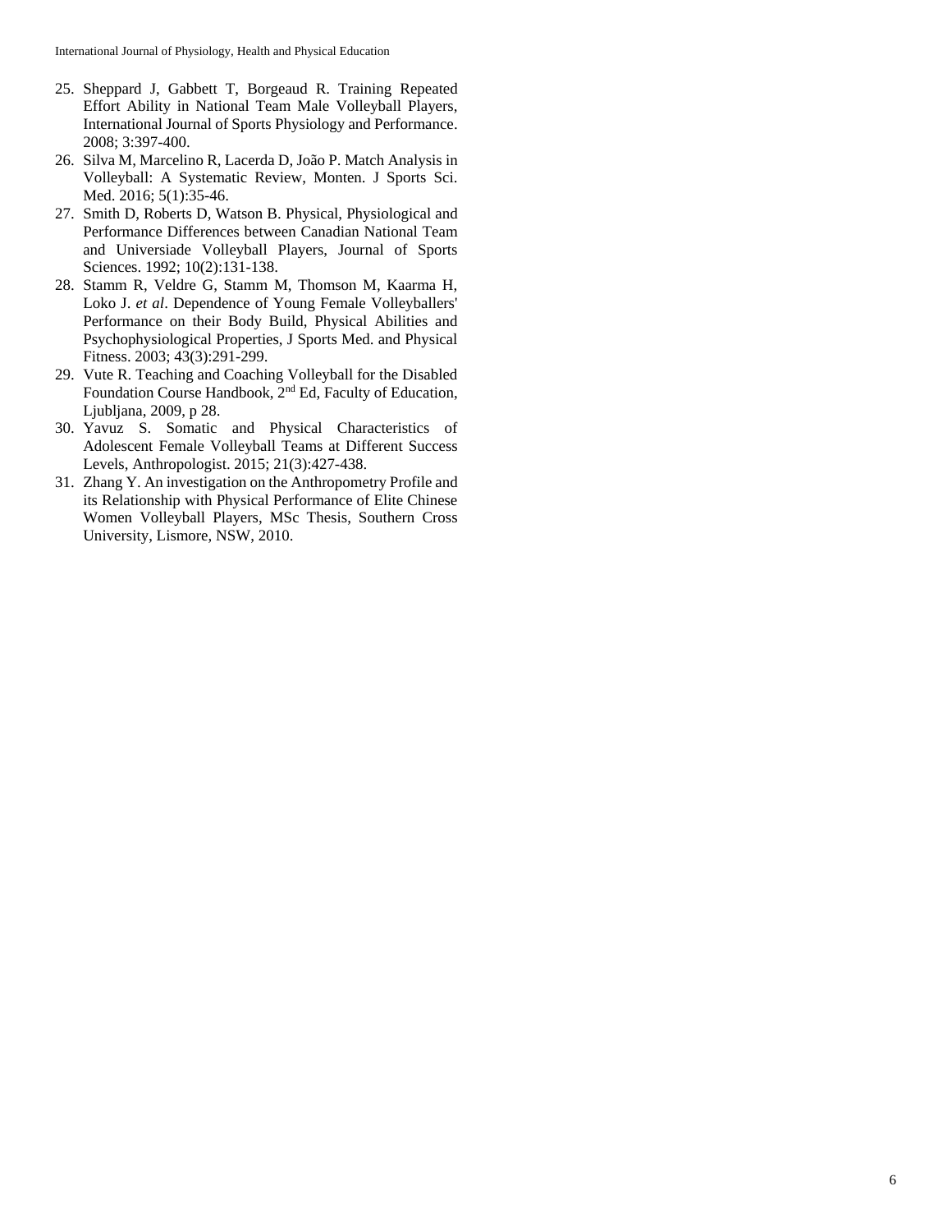25. Sheppard J, Gabbett T, Borgeaud R. Training Repeated Effort Ability in National Team Male Volleyball Players, International Journal of Sports Physiology and Performance. 2008; 3:397-400.
26. Silva M, Marcelino R, Lacerda D, João P. Match Analysis in Volleyball: A Systematic Review, Monten. J Sports Sci. Med. 2016; 5(1):35-46.
27. Smith D, Roberts D, Watson B. Physical, Physiological and Performance Differences between Canadian National Team and Universiade Volleyball Players, Journal of Sports Sciences. 1992; 10(2):131-138.
28. Stamm R, Veldre G, Stamm M, Thomson M, Kaarma H, Loko J. *et al*. Dependence of Young Female Volleyballers' Performance on their Body Build, Physical Abilities and Psychophysiological Properties, J Sports Med. and Physical Fitness. 2003; 43(3):291-299.
29. Vute R. Teaching and Coaching Volleyball for the Disabled Foundation Course Handbook, 2nd Ed, Faculty of Education, Ljubljana, 2009, p 28.
30. Yavuz S. Somatic and Physical Characteristics of Adolescent Female Volleyball Teams at Different Success Levels, Anthropologist. 2015; 21(3):427-438.
31. Zhang Y. An investigation on the Anthropometry Profile and its Relationship with Physical Performance of Elite Chinese Women Volleyball Players, MSc Thesis, Southern Cross University, Lismore, NSW, 2010.